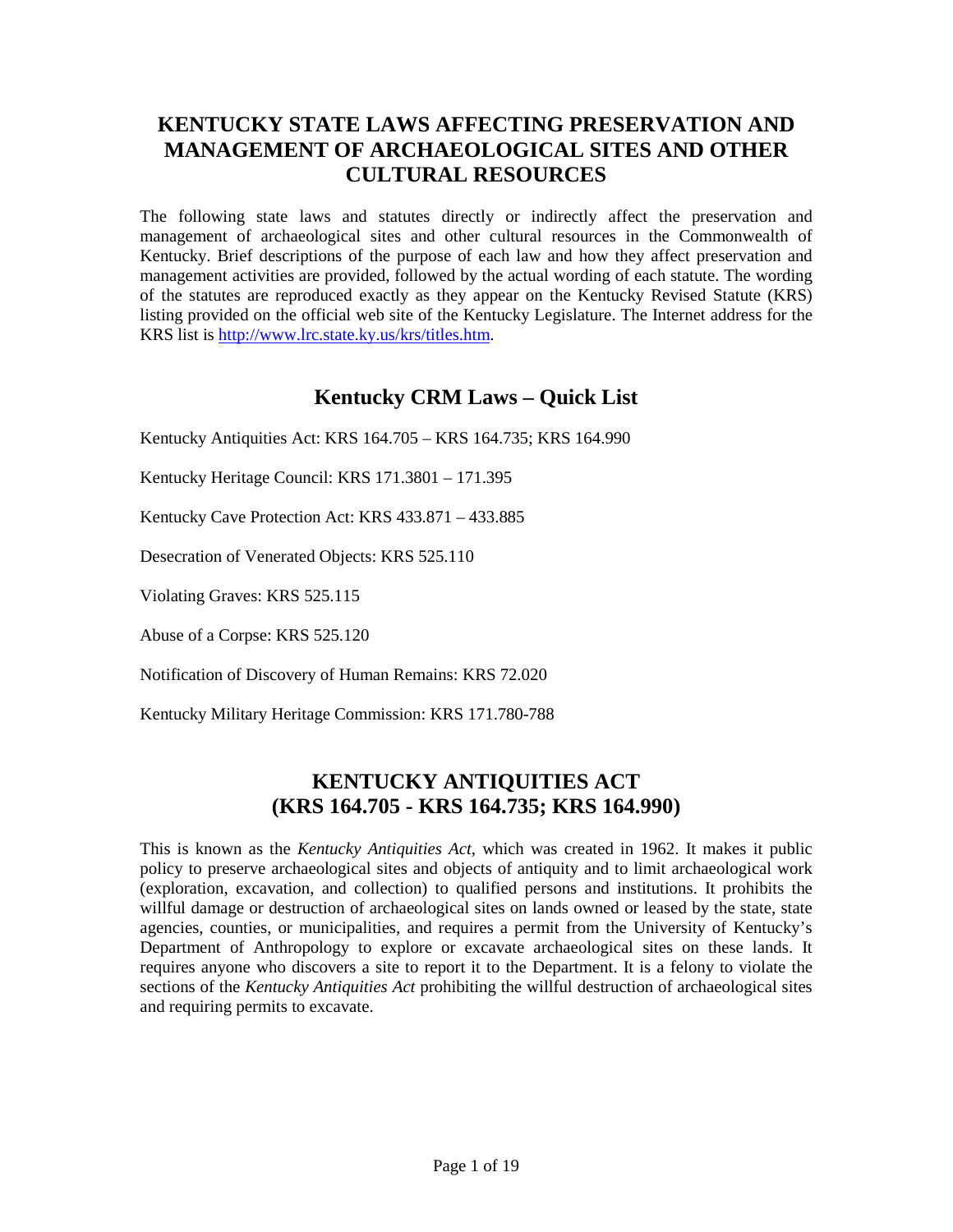# KENTUCKY STATE LAWS AFFECTING PRESERVATION AND MANAGEMENT OF ARCHAEOLOGICAL SITES AND OTHER CULTURAL RESOURCES

The following state laws and statutes directly or indirectly affect the preservation and management of archaeological sites and other cultural resources in the Commonwealth of Kentucky. Brief descriptions of the purpose of each law and how they affect preservation and management activities are provided, followed by the actual wording of each statute. The wording of the statutes are reproduced exactly as they appear on the Kentucky Revised Statute (KRS) listing provided on the official web site of the Kentucky Legislature. The Internet address for the KRS list is [http://www.lrc.state.ky.us/krs/titles.htm](http://www.lrc.state.ky.us/krs/titles.htm).

## Kentucky CRM Laws – Quick List

Kentucky Antiquities Act: KRS 164.705 – KRS 164.735; KRS 164.990

Kentucky Heritage Council: KRS 171.3801 – 171.395

Kentucky Cave Protection Act: KRS 433.871 – 433.885

Desecration of Venerated Objects: KRS 525.110

Violating Graves: KRS 525.115

Abuse of a Corpse: KRS 525.120

Notification of Discovery of Human Remains: KRS 72.020

Kentucky Military Heritage Commission: KRS 171.780-788

## KENTUCKY ANTIQUITIES ACT (KRS 164.705 - KRS 164.735; KRS 164.990)

This is known as the *Kentucky Antiquities Act*, which was created in 1962. It makes it public policy to preserve archaeological sites and objects of antiquity and to limit archaeological work (exploration, excavation, and collection) to qualified persons and institutions. It prohibits the willful damage or destruction of archaeological sites on lands owned or leased by the state, state agencies, counties, or municipalities, and requires a permit from the University of Kentucky's Department of Anthropology to explore or excavate archaeological sites on these lands. It requires anyone who discovers a site to report it to the Department. It is a felony to violate the sections of the *Kentucky Antiquities Act* prohibiting the willful destruction of archaeological sites and requiring permits to excavate.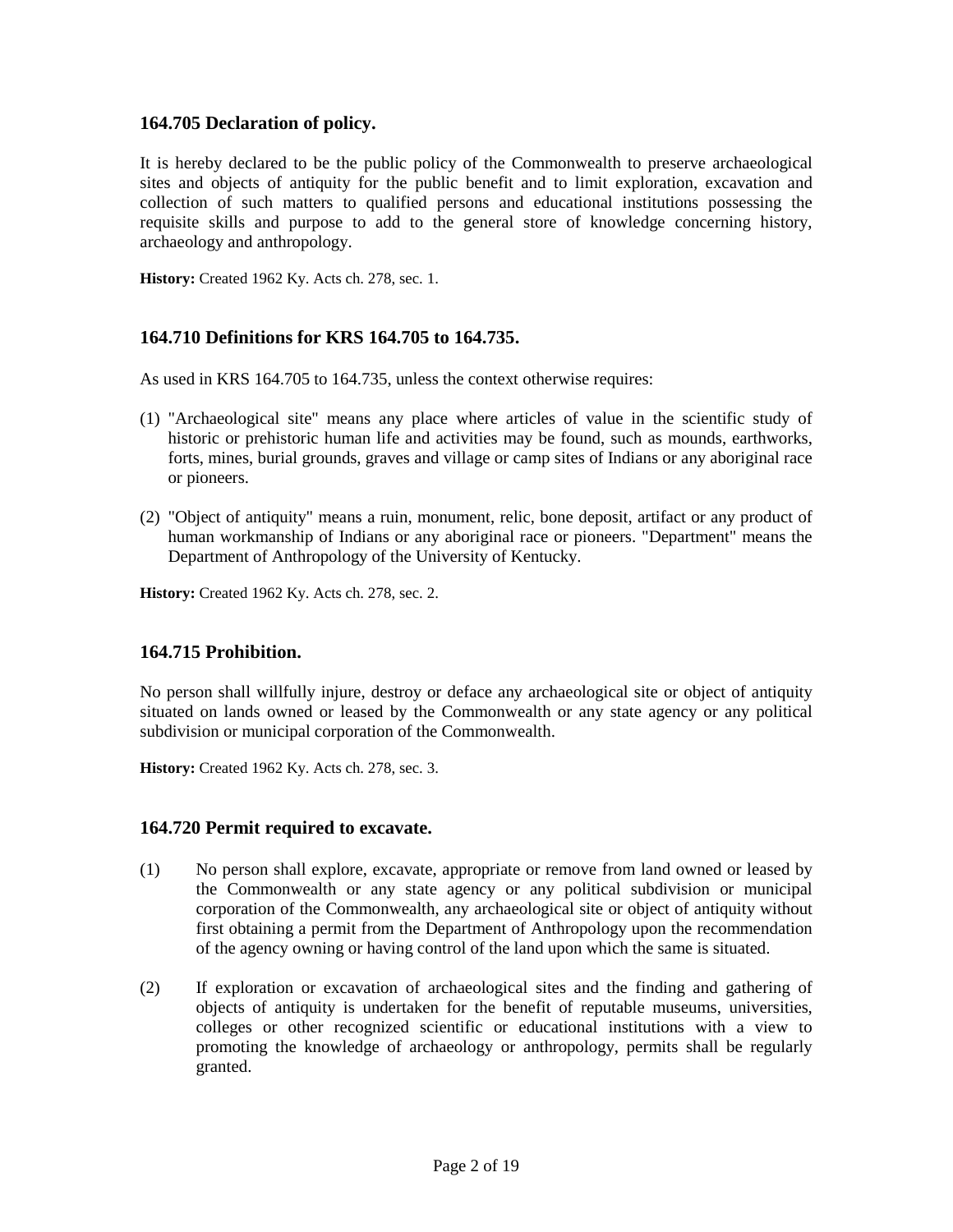### 164.705 Declaration of policy.

It is hereby declared to be the public policy of the Commonwealth to preserve archaeological sites and objects of antiquity for the public benefit and to limit exploration, excavation and collection of such matters to qualified persons and educational institutions possessing the requisite skills and purpose to add to the general store of knowledge concerning history, archaeology and anthropology.

**History:** Created 1962 Ky. Acts ch. 278, sec. 1.

### 164.710 Definitions for KRS 164.705 to 164.735.

As used in KRS 164.705 to 164.735, unless the context otherwise requires:

(1) "Archaeological site" means any place where articles of value in the scientific study of historic or prehistoric human life and activities may be found, such as mounds, earthworks, forts, mines, burial grounds, graves and village or camp sites of Indians or any aboriginal race or pioneers.

(2) "Object of antiquity" means a ruin, monument, relic, bone deposit, artifact or any product of human workmanship of Indians or any aboriginal race or pioneers. "Department" means the Department of Anthropology of the University of Kentucky.

**History:** Created 1962 Ky. Acts ch. 278, sec. 2.

### 164.715 Prohibition.

No person shall willfully injure, destroy or deface any archaeological site or object of antiquity situated on lands owned or leased by the Commonwealth or any state agency or any political subdivision or municipal corporation of the Commonwealth.

**History:** Created 1962 Ky. Acts ch. 278, sec. 3.

### 164.720 Permit required to excavate.

(1) No person shall explore, excavate, appropriate or remove from land owned or leased by the Commonwealth or any state agency or any political subdivision or municipal corporation of the Commonwealth, any archaeological site or object of antiquity without first obtaining a permit from the Department of Anthropology upon the recommendation of the agency owning or having control of the land upon which the same is situated.

(2) If exploration or excavation of archaeological sites and the finding and gathering of objects of antiquity is undertaken for the benefit of reputable museums, universities, colleges or other recognized scientific or educational institutions with a view to promoting the knowledge of archaeology or anthropology, permits shall be regularly granted.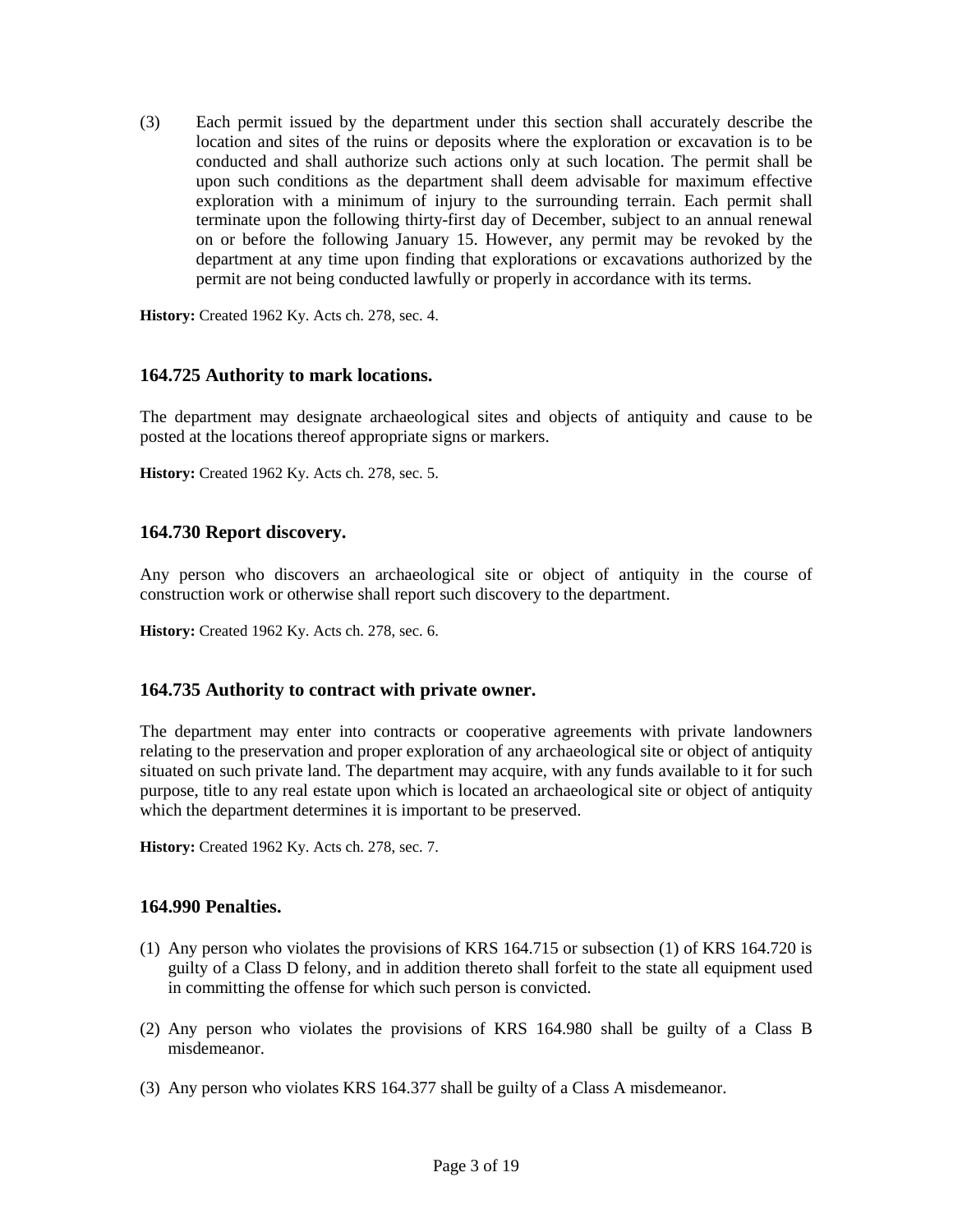(3) Each permit issued by the department under this section shall accurately describe the location and sites of the ruins or deposits where the exploration or excavation is to be conducted and shall authorize such actions only at such location. The permit shall be upon such conditions as the department shall deem advisable for maximum effective exploration with a minimum of injury to the surrounding terrain. Each permit shall terminate upon the following thirty-first day of December, subject to an annual renewal on or before the following January 15. However, any permit may be revoked by the department at any time upon finding that explorations or excavations authorized by the permit are not being conducted lawfully or properly in accordance with its terms.

**History:** Created 1962 Ky. Acts ch. 278, sec. 4.

### 164.725 Authority to mark locations.

The department may designate archaeological sites and objects of antiquity and cause to be posted at the locations thereof appropriate signs or markers.

**History:** Created 1962 Ky. Acts ch. 278, sec. 5.

### 164.730 Report discovery.

Any person who discovers an archaeological site or object of antiquity in the course of construction work or otherwise shall report such discovery to the department.

**History:** Created 1962 Ky. Acts ch. 278, sec. 6.

### 164.735 Authority to contract with private owner.

The department may enter into contracts or cooperative agreements with private landowners relating to the preservation and proper exploration of any archaeological site or object of antiquity situated on such private land. The department may acquire, with any funds available to it for such purpose, title to any real estate upon which is located an archaeological site or object of antiquity which the department determines it is important to be preserved.

**History:** Created 1962 Ky. Acts ch. 278, sec. 7.

### 164.990 Penalties.

(1) Any person who violates the provisions of KRS 164.715 or subsection (1) of KRS 164.720 is guilty of a Class D felony, and in addition thereto shall forfeit to the state all equipment used in committing the offense for which such person is convicted.

(2) Any person who violates the provisions of KRS 164.980 shall be guilty of a Class B misdemeanor.

(3) Any person who violates KRS 164.377 shall be guilty of a Class A misdemeanor.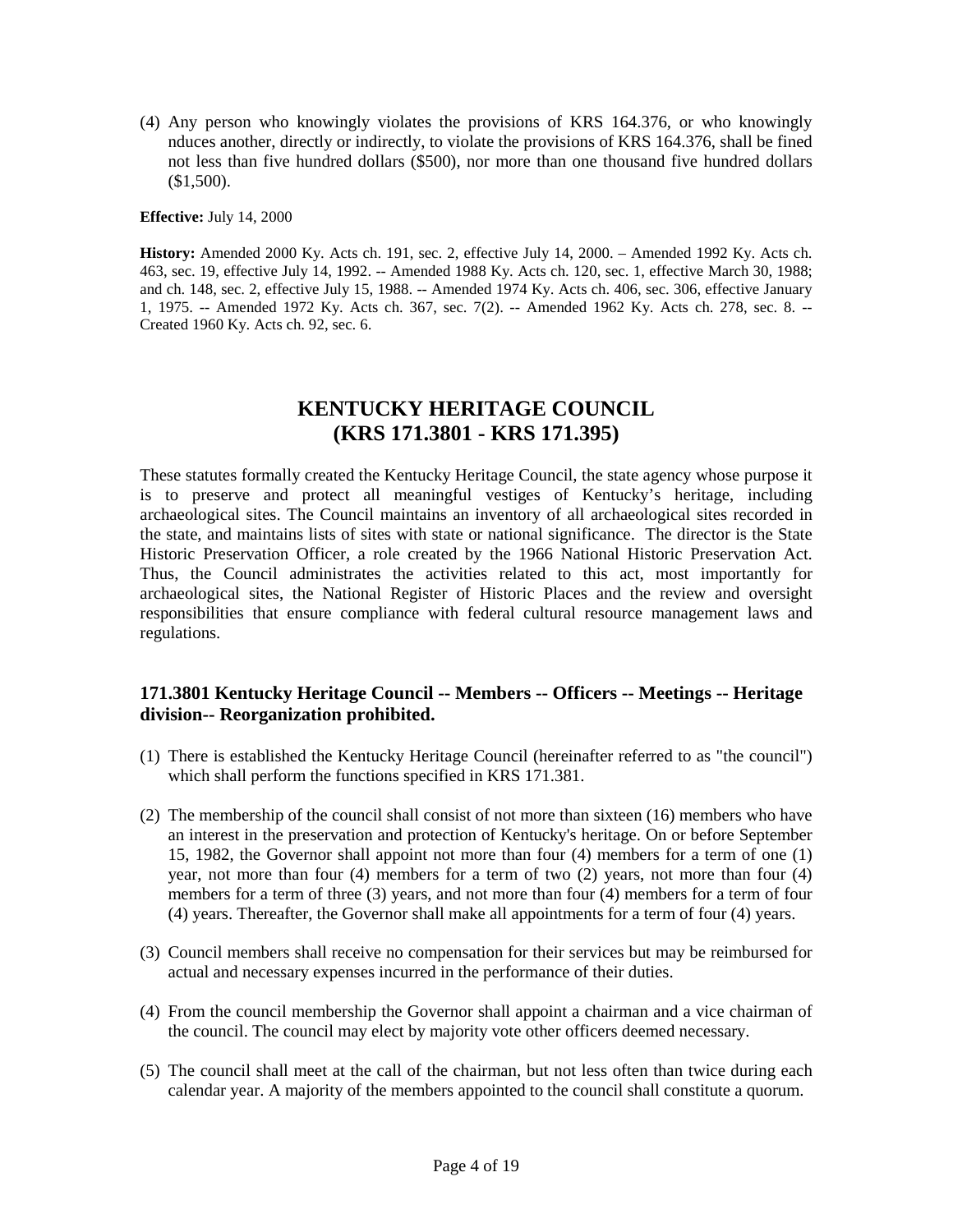(4) Any person who knowingly violates the provisions of KRS 164.376, or who knowingly nduces another, directly or indirectly, to violate the provisions of KRS 164.376, shall be fined not less than five hundred dollars ($500), nor more than one thousand five hundred dollars ($1,500).

**Effective:** July 14, 2000

**History:** Amended 2000 Ky. Acts ch. 191, sec. 2, effective July 14, 2000. – Amended 1992 Ky. Acts ch. 463, sec. 19, effective July 14, 1992. -- Amended 1988 Ky. Acts ch. 120, sec. 1, effective March 30, 1988; and ch. 148, sec. 2, effective July 15, 1988. -- Amended 1974 Ky. Acts ch. 406, sec. 306, effective January 1, 1975. -- Amended 1972 Ky. Acts ch. 367, sec. 7(2). -- Amended 1962 Ky. Acts ch. 278, sec. 8. -- Created 1960 Ky. Acts ch. 92, sec. 6.

## KENTUCKY HERITAGE COUNCIL (KRS 171.3801 - KRS 171.395)

These statutes formally created the Kentucky Heritage Council, the state agency whose purpose it is to preserve and protect all meaningful vestiges of Kentucky's heritage, including archaeological sites. The Council maintains an inventory of all archaeological sites recorded in the state, and maintains lists of sites with state or national significance. The director is the State Historic Preservation Officer, a role created by the 1966 National Historic Preservation Act. Thus, the Council administrates the activities related to this act, most importantly for archaeological sites, the National Register of Historic Places and the review and oversight responsibilities that ensure compliance with federal cultural resource management laws and regulations.

### 171.3801 Kentucky Heritage Council -- Members -- Officers -- Meetings -- Heritage division-- Reorganization prohibited.

(1) There is established the Kentucky Heritage Council (hereinafter referred to as "the council") which shall perform the functions specified in KRS 171.381.

(2) The membership of the council shall consist of not more than sixteen (16) members who have an interest in the preservation and protection of Kentucky's heritage. On or before September 15, 1982, the Governor shall appoint not more than four (4) members for a term of one (1) year, not more than four (4) members for a term of two (2) years, not more than four (4) members for a term of three (3) years, and not more than four (4) members for a term of four (4) years. Thereafter, the Governor shall make all appointments for a term of four (4) years.

(3) Council members shall receive no compensation for their services but may be reimbursed for actual and necessary expenses incurred in the performance of their duties.

(4) From the council membership the Governor shall appoint a chairman and a vice chairman of the council. The council may elect by majority vote other officers deemed necessary.

(5) The council shall meet at the call of the chairman, but not less often than twice during each calendar year. A majority of the members appointed to the council shall constitute a quorum.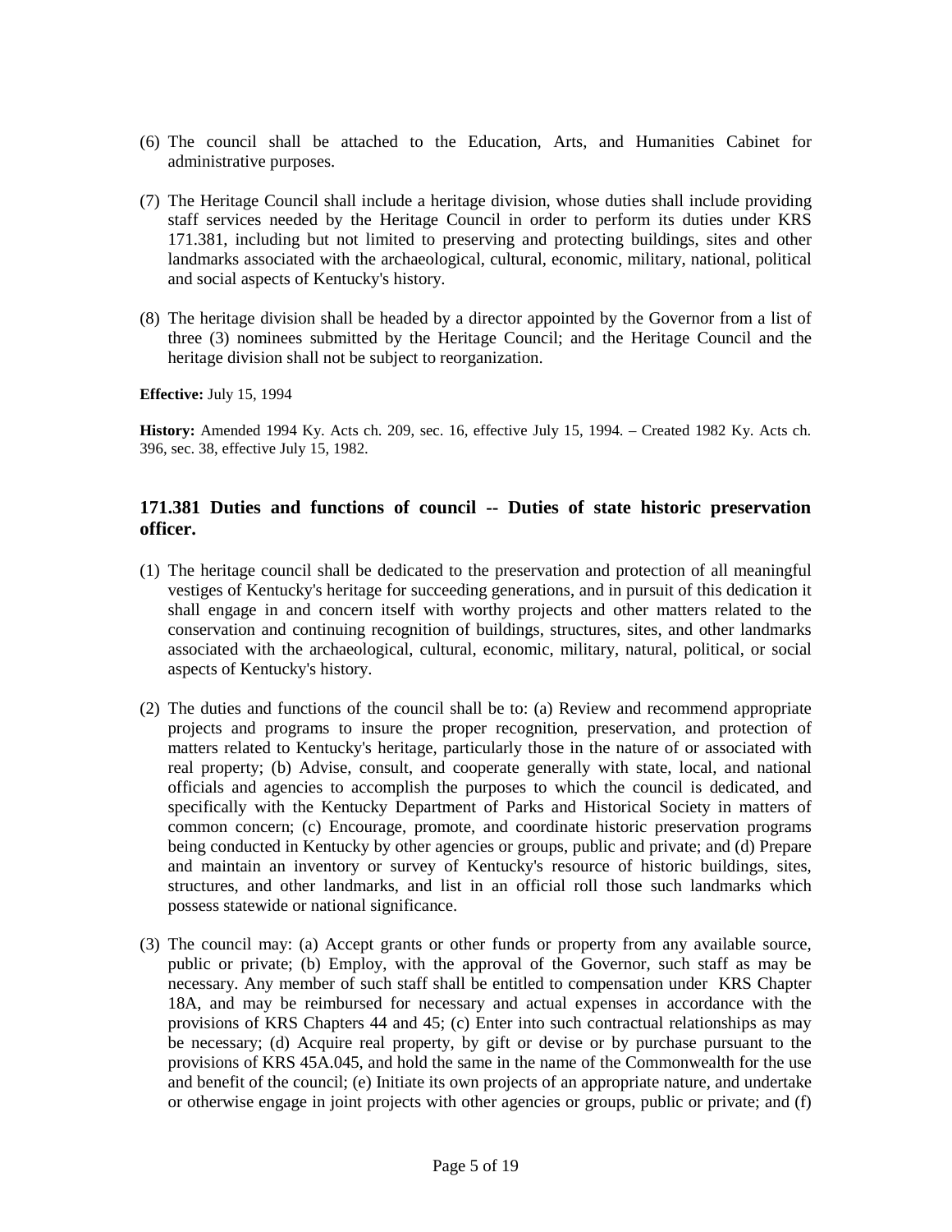(6) The council shall be attached to the Education, Arts, and Humanities Cabinet for administrative purposes.

(7) The Heritage Council shall include a heritage division, whose duties shall include providing staff services needed by the Heritage Council in order to perform its duties under KRS 171.381, including but not limited to preserving and protecting buildings, sites and other landmarks associated with the archaeological, cultural, economic, military, national, political and social aspects of Kentucky's history.

(8) The heritage division shall be headed by a director appointed by the Governor from a list of three (3) nominees submitted by the Heritage Council; and the Heritage Council and the heritage division shall not be subject to reorganization.

**Effective:** July 15, 1994

**History:** Amended 1994 Ky. Acts ch. 209, sec. 16, effective July 15, 1994. – Created 1982 Ky. Acts ch. 396, sec. 38, effective July 15, 1982.

### 171.381 Duties and functions of council -- Duties of state historic preservation officer.

(1) The heritage council shall be dedicated to the preservation and protection of all meaningful vestiges of Kentucky's heritage for succeeding generations, and in pursuit of this dedication it shall engage in and concern itself with worthy projects and other matters related to the conservation and continuing recognition of buildings, structures, sites, and other landmarks associated with the archaeological, cultural, economic, military, natural, political, or social aspects of Kentucky's history.

(2) The duties and functions of the council shall be to: (a) Review and recommend appropriate projects and programs to insure the proper recognition, preservation, and protection of matters related to Kentucky's heritage, particularly those in the nature of or associated with real property; (b) Advise, consult, and cooperate generally with state, local, and national officials and agencies to accomplish the purposes to which the council is dedicated, and specifically with the Kentucky Department of Parks and Historical Society in matters of common concern; (c) Encourage, promote, and coordinate historic preservation programs being conducted in Kentucky by other agencies or groups, public and private; and (d) Prepare and maintain an inventory or survey of Kentucky's resource of historic buildings, sites, structures, and other landmarks, and list in an official roll those such landmarks which possess statewide or national significance.

(3) The council may: (a) Accept grants or other funds or property from any available source, public or private; (b) Employ, with the approval of the Governor, such staff as may be necessary. Any member of such staff shall be entitled to compensation under KRS Chapter 18A, and may be reimbursed for necessary and actual expenses in accordance with the provisions of KRS Chapters 44 and 45; (c) Enter into such contractual relationships as may be necessary; (d) Acquire real property, by gift or devise or by purchase pursuant to the provisions of KRS 45A.045, and hold the same in the name of the Commonwealth for the use and benefit of the council; (e) Initiate its own projects of an appropriate nature, and undertake or otherwise engage in joint projects with other agencies or groups, public or private; and (f)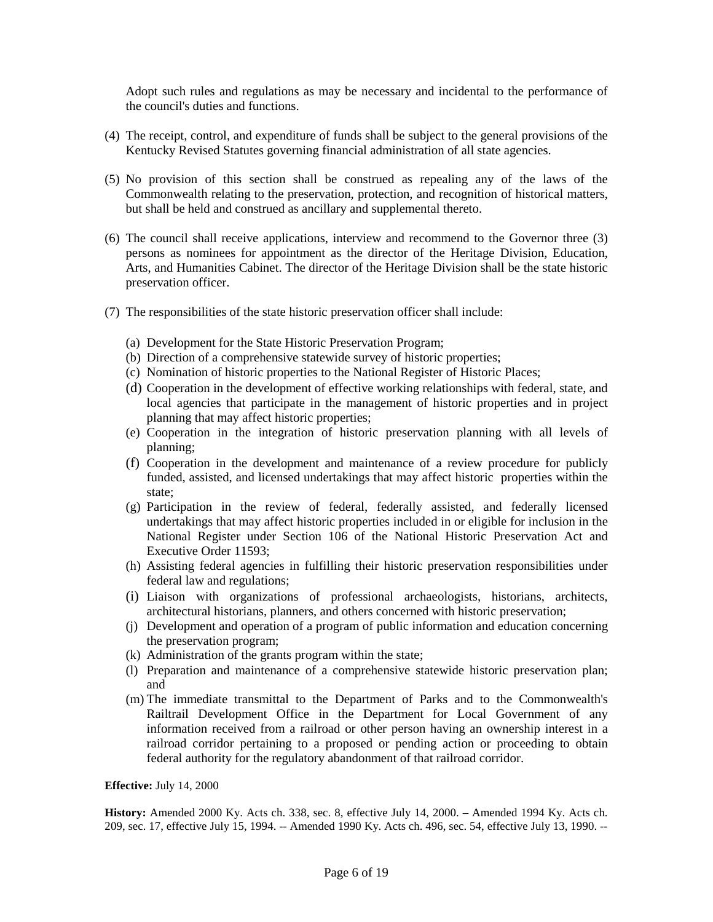Adopt such rules and regulations as may be necessary and incidental to the performance of the council's duties and functions.

(4) The receipt, control, and expenditure of funds shall be subject to the general provisions of the Kentucky Revised Statutes governing financial administration of all state agencies.

(5) No provision of this section shall be construed as repealing any of the laws of the Commonwealth relating to the preservation, protection, and recognition of historical matters, but shall be held and construed as ancillary and supplemental thereto.

(6) The council shall receive applications, interview and recommend to the Governor three (3) persons as nominees for appointment as the director of the Heritage Division, Education, Arts, and Humanities Cabinet. The director of the Heritage Division shall be the state historic preservation officer.

(7) The responsibilities of the state historic preservation officer shall include:

(a) Development for the State Historic Preservation Program;
(b) Direction of a comprehensive statewide survey of historic properties;
(c) Nomination of historic properties to the National Register of Historic Places;
(d) Cooperation in the development of effective working relationships with federal, state, and local agencies that participate in the management of historic properties and in project planning that may affect historic properties;
(e) Cooperation in the integration of historic preservation planning with all levels of planning;
(f) Cooperation in the development and maintenance of a review procedure for publicly funded, assisted, and licensed undertakings that may affect historic properties within the state;
(g) Participation in the review of federal, federally assisted, and federally licensed undertakings that may affect historic properties included in or eligible for inclusion in the National Register under Section 106 of the National Historic Preservation Act and Executive Order 11593;
(h) Assisting federal agencies in fulfilling their historic preservation responsibilities under federal law and regulations;
(i) Liaison with organizations of professional archaeologists, historians, architects, architectural historians, planners, and others concerned with historic preservation;
(j) Development and operation of a program of public information and education concerning the preservation program;
(k) Administration of the grants program within the state;
(l) Preparation and maintenance of a comprehensive statewide historic preservation plan; and
(m) The immediate transmittal to the Department of Parks and to the Commonwealth's Railtrail Development Office in the Department for Local Government of any information received from a railroad or other person having an ownership interest in a railroad corridor pertaining to a proposed or pending action or proceeding to obtain federal authority for the regulatory abandonment of that railroad corridor.

**Effective:** July 14, 2000

**History:** Amended 2000 Ky. Acts ch. 338, sec. 8, effective July 14, 2000. – Amended 1994 Ky. Acts ch. 209, sec. 17, effective July 15, 1994. -- Amended 1990 Ky. Acts ch. 496, sec. 54, effective July 13, 1990. --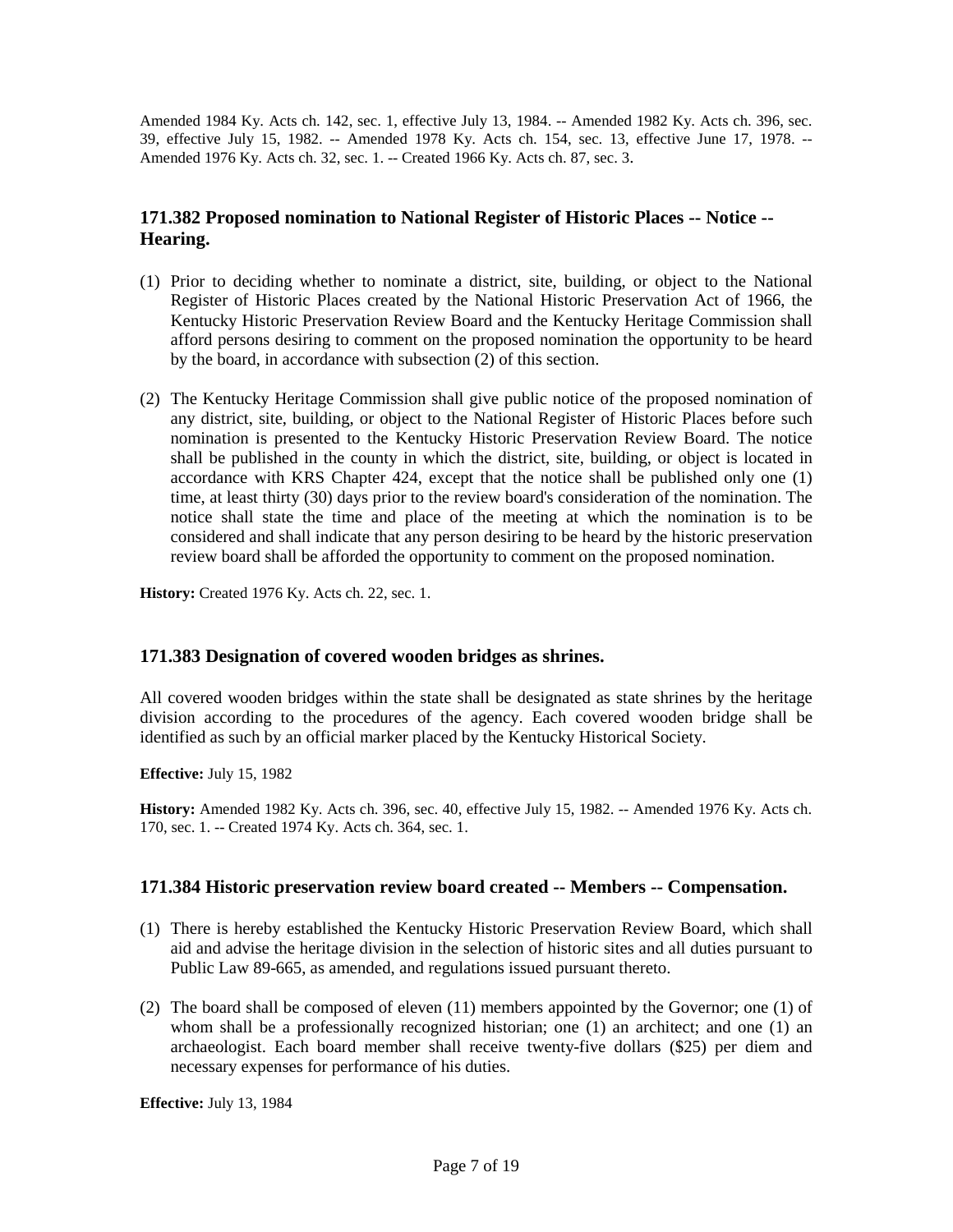Amended 1984 Ky. Acts ch. 142, sec. 1, effective July 13, 1984. -- Amended 1982 Ky. Acts ch. 396, sec. 39, effective July 15, 1982. -- Amended 1978 Ky. Acts ch. 154, sec. 13, effective June 17, 1978. -- Amended 1976 Ky. Acts ch. 32, sec. 1. -- Created 1966 Ky. Acts ch. 87, sec. 3.

### 171.382 Proposed nomination to National Register of Historic Places -- Notice -- Hearing.

(1) Prior to deciding whether to nominate a district, site, building, or object to the National Register of Historic Places created by the National Historic Preservation Act of 1966, the Kentucky Historic Preservation Review Board and the Kentucky Heritage Commission shall afford persons desiring to comment on the proposed nomination the opportunity to be heard by the board, in accordance with subsection (2) of this section.

(2) The Kentucky Heritage Commission shall give public notice of the proposed nomination of any district, site, building, or object to the National Register of Historic Places before such nomination is presented to the Kentucky Historic Preservation Review Board. The notice shall be published in the county in which the district, site, building, or object is located in accordance with KRS Chapter 424, except that the notice shall be published only one (1) time, at least thirty (30) days prior to the review board's consideration of the nomination. The notice shall state the time and place of the meeting at which the nomination is to be considered and shall indicate that any person desiring to be heard by the historic preservation review board shall be afforded the opportunity to comment on the proposed nomination.

**History:** Created 1976 Ky. Acts ch. 22, sec. 1.

### 171.383 Designation of covered wooden bridges as shrines.

All covered wooden bridges within the state shall be designated as state shrines by the heritage division according to the procedures of the agency. Each covered wooden bridge shall be identified as such by an official marker placed by the Kentucky Historical Society.

**Effective:** July 15, 1982

**History:** Amended 1982 Ky. Acts ch. 396, sec. 40, effective July 15, 1982. -- Amended 1976 Ky. Acts ch. 170, sec. 1. -- Created 1974 Ky. Acts ch. 364, sec. 1.

### 171.384 Historic preservation review board created -- Members -- Compensation.

(1) There is hereby established the Kentucky Historic Preservation Review Board, which shall aid and advise the heritage division in the selection of historic sites and all duties pursuant to Public Law 89-665, as amended, and regulations issued pursuant thereto.

(2) The board shall be composed of eleven (11) members appointed by the Governor; one (1) of whom shall be a professionally recognized historian; one (1) an architect; and one (1) an archaeologist. Each board member shall receive twenty-five dollars ($25) per diem and necessary expenses for performance of his duties.

**Effective:** July 13, 1984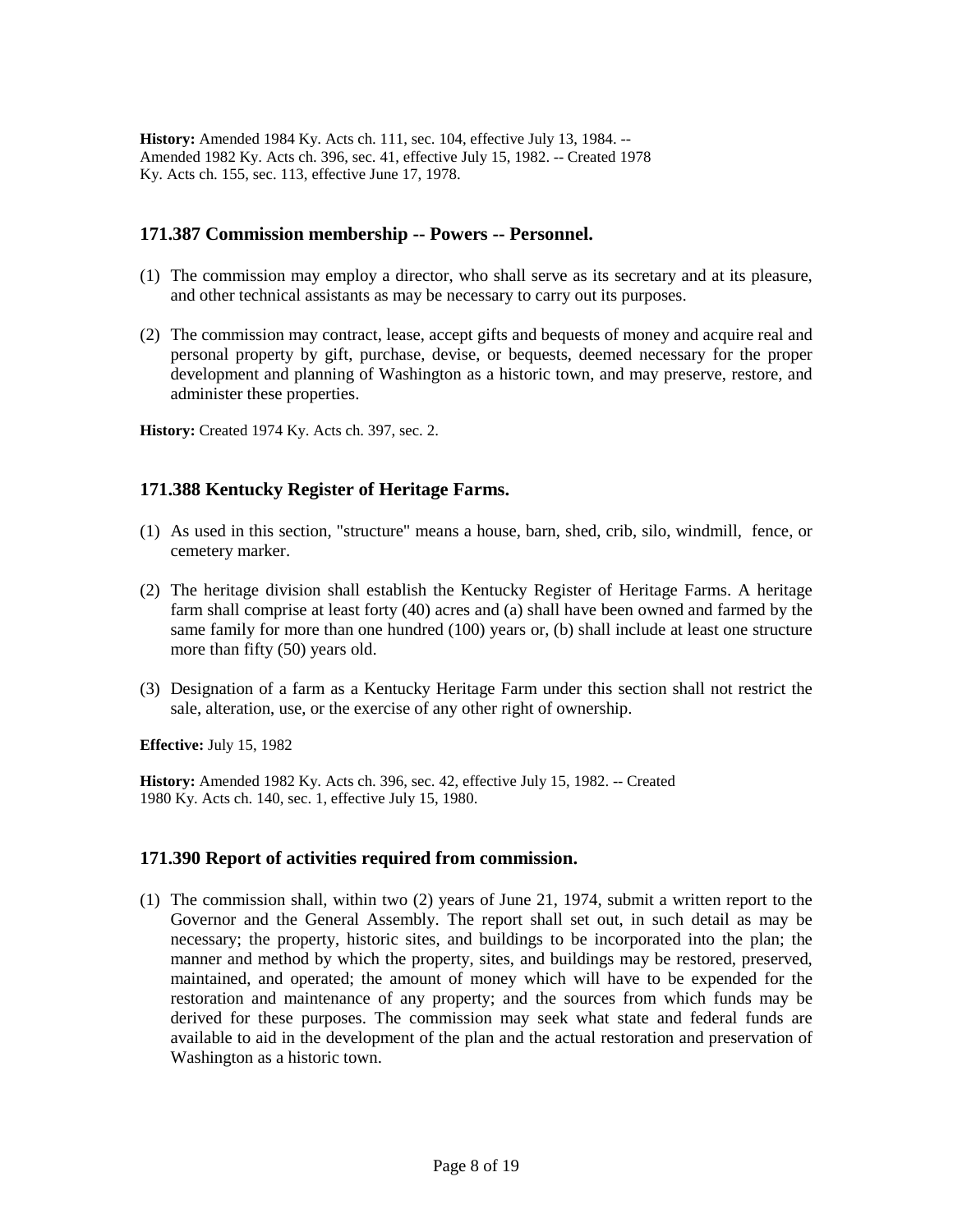**History:** Amended 1984 Ky. Acts ch. 111, sec. 104, effective July 13, 1984. -- Amended 1982 Ky. Acts ch. 396, sec. 41, effective July 15, 1982. -- Created 1978 Ky. Acts ch. 155, sec. 113, effective June 17, 1978.

### 171.387 Commission membership -- Powers -- Personnel.

(1) The commission may employ a director, who shall serve as its secretary and at its pleasure, and other technical assistants as may be necessary to carry out its purposes.

(2) The commission may contract, lease, accept gifts and bequests of money and acquire real and personal property by gift, purchase, devise, or bequests, deemed necessary for the proper development and planning of Washington as a historic town, and may preserve, restore, and administer these properties.

**History:** Created 1974 Ky. Acts ch. 397, sec. 2.

### 171.388 Kentucky Register of Heritage Farms.

(1) As used in this section, "structure" means a house, barn, shed, crib, silo, windmill, fence, or cemetery marker.

(2) The heritage division shall establish the Kentucky Register of Heritage Farms. A heritage farm shall comprise at least forty (40) acres and (a) shall have been owned and farmed by the same family for more than one hundred (100) years or, (b) shall include at least one structure more than fifty (50) years old.

(3) Designation of a farm as a Kentucky Heritage Farm under this section shall not restrict the sale, alteration, use, or the exercise of any other right of ownership.

**Effective:** July 15, 1982

**History:** Amended 1982 Ky. Acts ch. 396, sec. 42, effective July 15, 1982. -- Created 1980 Ky. Acts ch. 140, sec. 1, effective July 15, 1980.

### 171.390 Report of activities required from commission.

(1) The commission shall, within two (2) years of June 21, 1974, submit a written report to the Governor and the General Assembly. The report shall set out, in such detail as may be necessary; the property, historic sites, and buildings to be incorporated into the plan; the manner and method by which the property, sites, and buildings may be restored, preserved, maintained, and operated; the amount of money which will have to be expended for the restoration and maintenance of any property; and the sources from which funds may be derived for these purposes. The commission may seek what state and federal funds are available to aid in the development of the plan and the actual restoration and preservation of Washington as a historic town.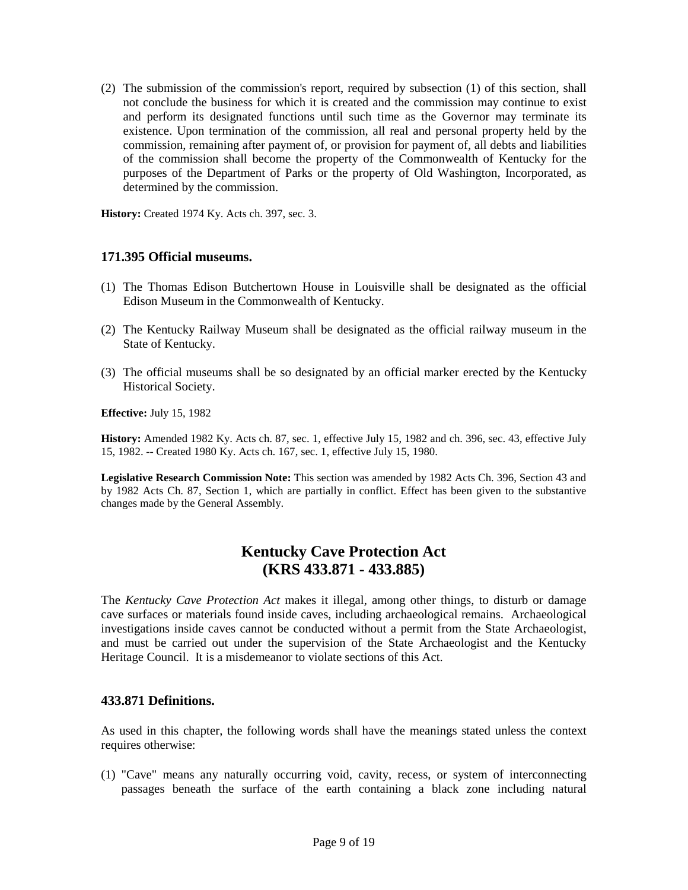(2) The submission of the commission's report, required by subsection (1) of this section, shall not conclude the business for which it is created and the commission may continue to exist and perform its designated functions until such time as the Governor may terminate its existence. Upon termination of the commission, all real and personal property held by the commission, remaining after payment of, or provision for payment of, all debts and liabilities of the commission shall become the property of the Commonwealth of Kentucky for the purposes of the Department of Parks or the property of Old Washington, Incorporated, as determined by the commission.

**History:** Created 1974 Ky. Acts ch. 397, sec. 3.

### 171.395 Official museums.

(1) The Thomas Edison Butchertown House in Louisville shall be designated as the official Edison Museum in the Commonwealth of Kentucky.

(2) The Kentucky Railway Museum shall be designated as the official railway museum in the State of Kentucky.

(3) The official museums shall be so designated by an official marker erected by the Kentucky Historical Society.

**Effective:** July 15, 1982

**History:** Amended 1982 Ky. Acts ch. 87, sec. 1, effective July 15, 1982 and ch. 396, sec. 43, effective July 15, 1982. -- Created 1980 Ky. Acts ch. 167, sec. 1, effective July 15, 1980.

**Legislative Research Commission Note:** This section was amended by 1982 Acts Ch. 396, Section 43 and by 1982 Acts Ch. 87, Section 1, which are partially in conflict. Effect has been given to the substantive changes made by the General Assembly.

## Kentucky Cave Protection Act (KRS 433.871 - 433.885)

The *Kentucky Cave Protection Act* makes it illegal, among other things, to disturb or damage cave surfaces or materials found inside caves, including archaeological remains. Archaeological investigations inside caves cannot be conducted without a permit from the State Archaeologist, and must be carried out under the supervision of the State Archaeologist and the Kentucky Heritage Council. It is a misdemeanor to violate sections of this Act.

### 433.871 Definitions.

As used in this chapter, the following words shall have the meanings stated unless the context requires otherwise:

(1) "Cave" means any naturally occurring void, cavity, recess, or system of interconnecting passages beneath the surface of the earth containing a black zone including natural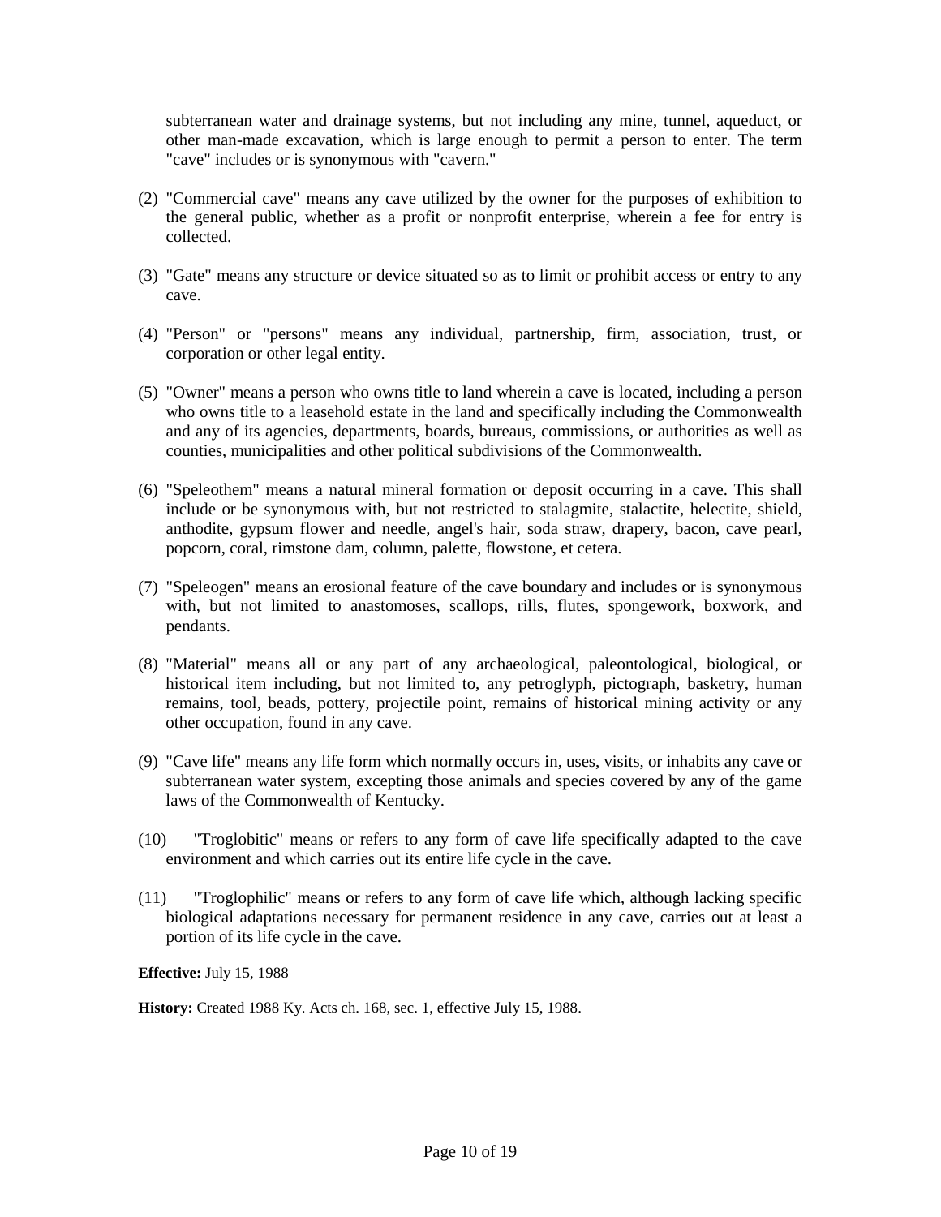subterranean water and drainage systems, but not including any mine, tunnel, aqueduct, or other man-made excavation, which is large enough to permit a person to enter. The term "cave" includes or is synonymous with "cavern."

(2) "Commercial cave" means any cave utilized by the owner for the purposes of exhibition to the general public, whether as a profit or nonprofit enterprise, wherein a fee for entry is collected.

(3) "Gate" means any structure or device situated so as to limit or prohibit access or entry to any cave.

(4) "Person" or "persons" means any individual, partnership, firm, association, trust, or corporation or other legal entity.

(5) "Owner" means a person who owns title to land wherein a cave is located, including a person who owns title to a leasehold estate in the land and specifically including the Commonwealth and any of its agencies, departments, boards, bureaus, commissions, or authorities as well as counties, municipalities and other political subdivisions of the Commonwealth.

(6) "Speleothem" means a natural mineral formation or deposit occurring in a cave. This shall include or be synonymous with, but not restricted to stalagmite, stalactite, helectite, shield, anthodite, gypsum flower and needle, angel's hair, soda straw, drapery, bacon, cave pearl, popcorn, coral, rimstone dam, column, palette, flowstone, et cetera.

(7) "Speleogen" means an erosional feature of the cave boundary and includes or is synonymous with, but not limited to anastomoses, scallops, rills, flutes, spongework, boxwork, and pendants.

(8) "Material" means all or any part of any archaeological, paleontological, biological, or historical item including, but not limited to, any petroglyph, pictograph, basketry, human remains, tool, beads, pottery, projectile point, remains of historical mining activity or any other occupation, found in any cave.

(9) "Cave life" means any life form which normally occurs in, uses, visits, or inhabits any cave or subterranean water system, excepting those animals and species covered by any of the game laws of the Commonwealth of Kentucky.

(10) "Troglobitic" means or refers to any form of cave life specifically adapted to the cave environment and which carries out its entire life cycle in the cave.

(11) "Troglophilic" means or refers to any form of cave life which, although lacking specific biological adaptations necessary for permanent residence in any cave, carries out at least a portion of its life cycle in the cave.

**Effective:** July 15, 1988

**History:** Created 1988 Ky. Acts ch. 168, sec. 1, effective July 15, 1988.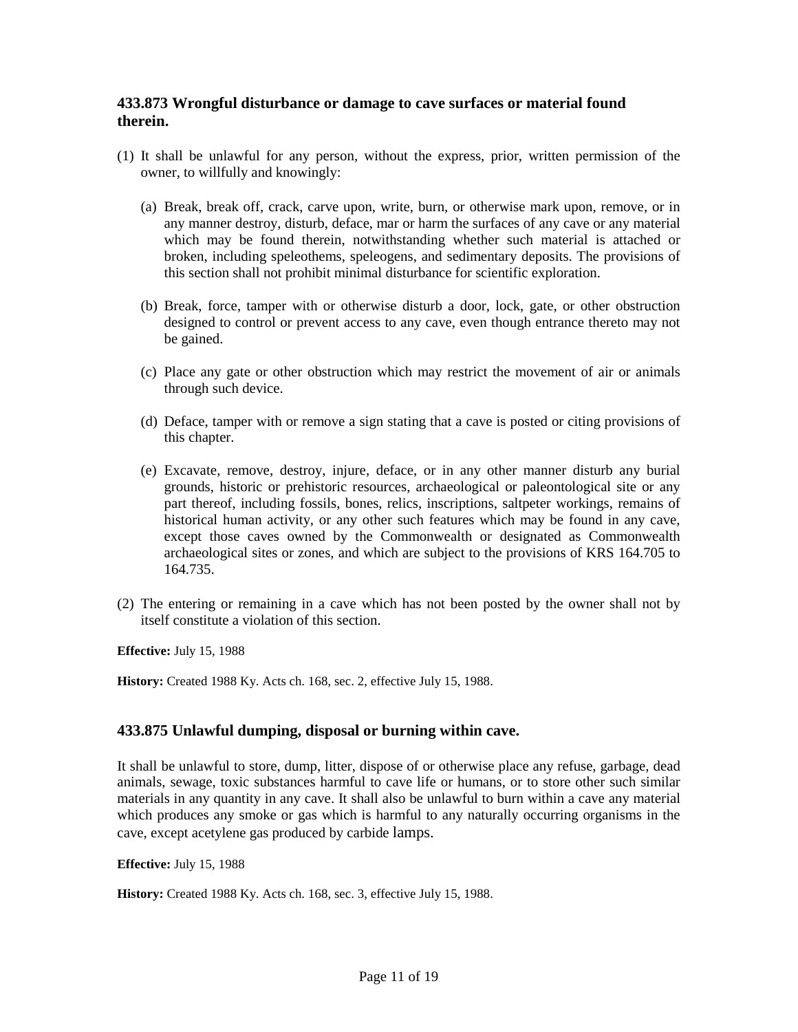### 433.873 Wrongful disturbance or damage to cave surfaces or material found therein.

(1) It shall be unlawful for any person, without the express, prior, written permission of the owner, to willfully and knowingly:

   (a) Break, break off, crack, carve upon, write, burn, or otherwise mark upon, remove, or in any manner destroy, disturb, deface, mar or harm the surfaces of any cave or any material which may be found therein, notwithstanding whether such material is attached or broken, including speleothems, speleogens, and sedimentary deposits. The provisions of this section shall not prohibit minimal disturbance for scientific exploration.

   (b) Break, force, tamper with or otherwise disturb a door, lock, gate, or other obstruction designed to control or prevent access to any cave, even though entrance thereto may not be gained.

   (c) Place any gate or other obstruction which may restrict the movement of air or animals through such device.

   (d) Deface, tamper with or remove a sign stating that a cave is posted or citing provisions of this chapter.

   (e) Excavate, remove, destroy, injure, deface, or in any other manner disturb any burial grounds, historic or prehistoric resources, archaeological or paleontological site or any part thereof, including fossils, bones, relics, inscriptions, saltpeter workings, remains of historical human activity, or any other such features which may be found in any cave, except those caves owned by the Commonwealth or designated as Commonwealth archaeological sites or zones, and which are subject to the provisions of KRS 164.705 to 164.735.

(2) The entering or remaining in a cave which has not been posted by the owner shall not by itself constitute a violation of this section.

**Effective:** July 15, 1988

**History:** Created 1988 Ky. Acts ch. 168, sec. 2, effective July 15, 1988.

### 433.875 Unlawful dumping, disposal or burning within cave.

It shall be unlawful to store, dump, litter, dispose of or otherwise place any refuse, garbage, dead animals, sewage, toxic substances harmful to cave life or humans, or to store other such similar materials in any quantity in any cave. It shall also be unlawful to burn within a cave any material which produces any smoke or gas which is harmful to any naturally occurring organisms in the cave, except acetylene gas produced by carbide lamps.

**Effective:** July 15, 1988

**History:** Created 1988 Ky. Acts ch. 168, sec. 3, effective July 15, 1988.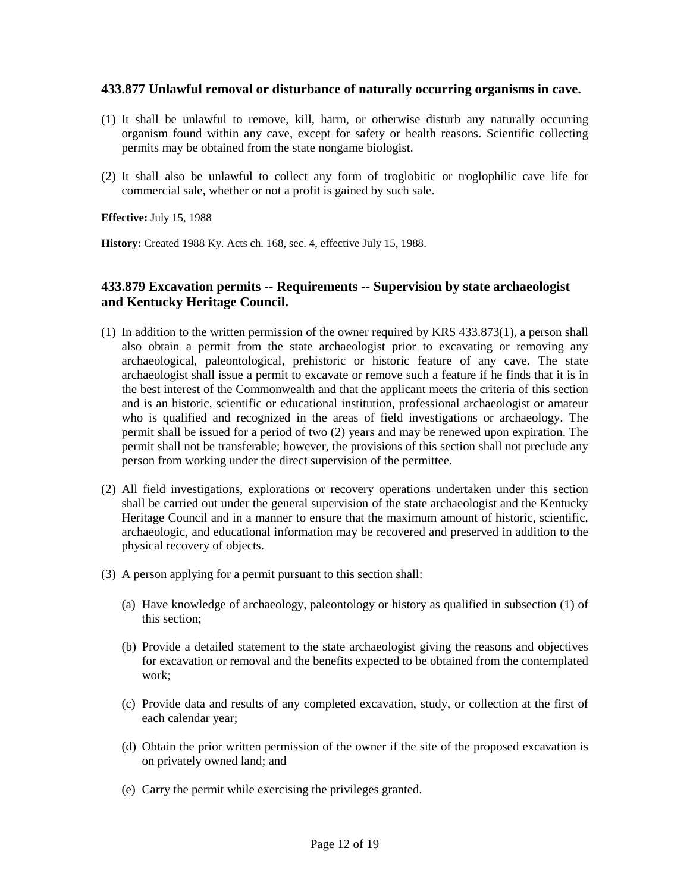### 433.877 Unlawful removal or disturbance of naturally occurring organisms in cave.

(1) It shall be unlawful to remove, kill, harm, or otherwise disturb any naturally occurring organism found within any cave, except for safety or health reasons. Scientific collecting permits may be obtained from the state nongame biologist.

(2) It shall also be unlawful to collect any form of troglobitic or troglophilic cave life for commercial sale, whether or not a profit is gained by such sale.

**Effective:** July 15, 1988

**History:** Created 1988 Ky. Acts ch. 168, sec. 4, effective July 15, 1988.

### 433.879 Excavation permits -- Requirements -- Supervision by state archaeologist and Kentucky Heritage Council.

(1) In addition to the written permission of the owner required by KRS 433.873(1), a person shall also obtain a permit from the state archaeologist prior to excavating or removing any archaeological, paleontological, prehistoric or historic feature of any cave. The state archaeologist shall issue a permit to excavate or remove such a feature if he finds that it is in the best interest of the Commonwealth and that the applicant meets the criteria of this section and is an historic, scientific or educational institution, professional archaeologist or amateur who is qualified and recognized in the areas of field investigations or archaeology. The permit shall be issued for a period of two (2) years and may be renewed upon expiration. The permit shall not be transferable; however, the provisions of this section shall not preclude any person from working under the direct supervision of the permittee.

(2) All field investigations, explorations or recovery operations undertaken under this section shall be carried out under the general supervision of the state archaeologist and the Kentucky Heritage Council and in a manner to ensure that the maximum amount of historic, scientific, archaeologic, and educational information may be recovered and preserved in addition to the physical recovery of objects.

(3) A person applying for a permit pursuant to this section shall:

   (a) Have knowledge of archaeology, paleontology or history as qualified in subsection (1) of this section;

   (b) Provide a detailed statement to the state archaeologist giving the reasons and objectives for excavation or removal and the benefits expected to be obtained from the contemplated work;

   (c) Provide data and results of any completed excavation, study, or collection at the first of each calendar year;

   (d) Obtain the prior written permission of the owner if the site of the proposed excavation is on privately owned land; and

   (e) Carry the permit while exercising the privileges granted.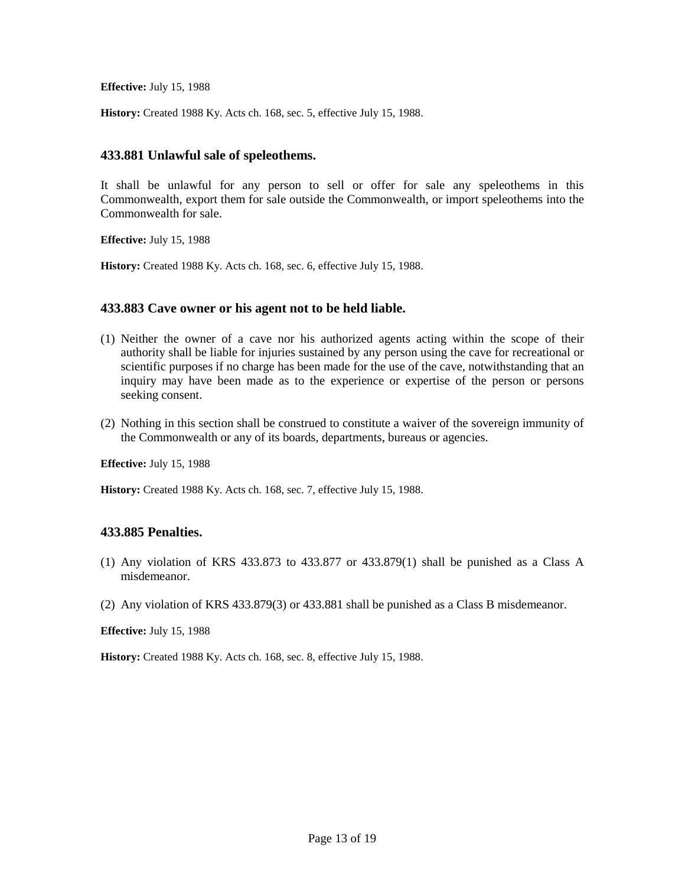**Effective:** July 15, 1988

**History:** Created 1988 Ky. Acts ch. 168, sec. 5, effective July 15, 1988.

### 433.881 Unlawful sale of speleothems.

It shall be unlawful for any person to sell or offer for sale any speleothems in this Commonwealth, export them for sale outside the Commonwealth, or import speleothems into the Commonwealth for sale.

**Effective:** July 15, 1988

**History:** Created 1988 Ky. Acts ch. 168, sec. 6, effective July 15, 1988.

### 433.883 Cave owner or his agent not to be held liable.

(1) Neither the owner of a cave nor his authorized agents acting within the scope of their authority shall be liable for injuries sustained by any person using the cave for recreational or scientific purposes if no charge has been made for the use of the cave, notwithstanding that an inquiry may have been made as to the experience or expertise of the person or persons seeking consent.

(2) Nothing in this section shall be construed to constitute a waiver of the sovereign immunity of the Commonwealth or any of its boards, departments, bureaus or agencies.

**Effective:** July 15, 1988

**History:** Created 1988 Ky. Acts ch. 168, sec. 7, effective July 15, 1988.

### 433.885 Penalties.

(1) Any violation of KRS 433.873 to 433.877 or 433.879(1) shall be punished as a Class A misdemeanor.

(2) Any violation of KRS 433.879(3) or 433.881 shall be punished as a Class B misdemeanor.

**Effective:** July 15, 1988

**History:** Created 1988 Ky. Acts ch. 168, sec. 8, effective July 15, 1988.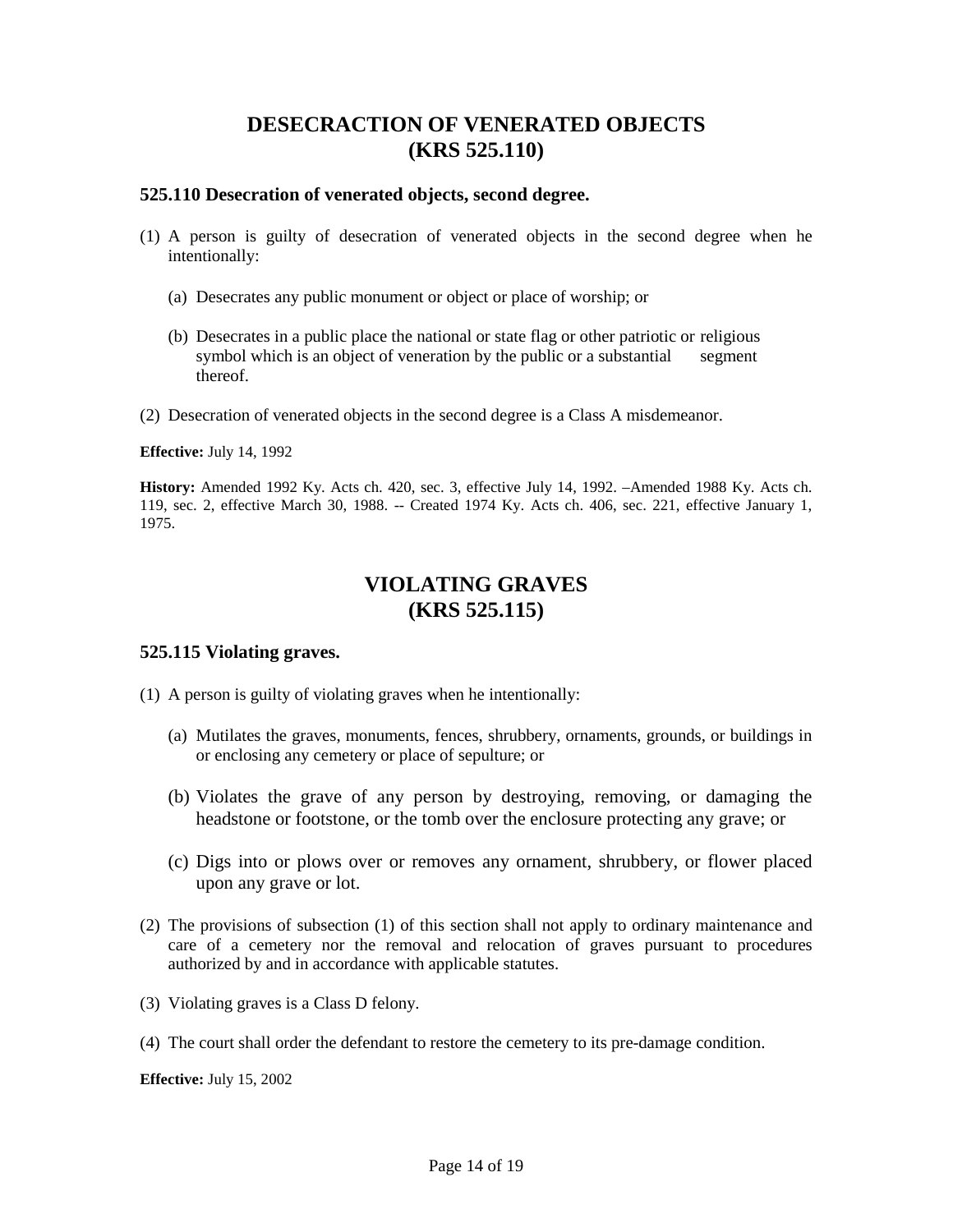# DESECRACTION OF VENERATED OBJECTS
# (KRS 525.110)

### 525.110 Desecration of venerated objects, second degree.

(1) A person is guilty of desecration of venerated objects in the second degree when he intentionally:

   (a) Desecrates any public monument or object or place of worship; or

   (b) Desecrates in a public place the national or state flag or other patriotic or religious symbol which is an object of veneration by the public or a substantial segment thereof.

(2) Desecration of venerated objects in the second degree is a Class A misdemeanor.

**Effective:** July 14, 1992

**History:** Amended 1992 Ky. Acts ch. 420, sec. 3, effective July 14, 1992. –Amended 1988 Ky. Acts ch. 119, sec. 2, effective March 30, 1988. -- Created 1974 Ky. Acts ch. 406, sec. 221, effective January 1, 1975.

# VIOLATING GRAVES
# (KRS 525.115)

### 525.115 Violating graves.

(1) A person is guilty of violating graves when he intentionally:

   (a) Mutilates the graves, monuments, fences, shrubbery, ornaments, grounds, or buildings in or enclosing any cemetery or place of sepulture; or

   (b) Violates the grave of any person by destroying, removing, or damaging the headstone or footstone, or the tomb over the enclosure protecting any grave; or

   (c) Digs into or plows over or removes any ornament, shrubbery, or flower placed upon any grave or lot.

(2) The provisions of subsection (1) of this section shall not apply to ordinary maintenance and care of a cemetery nor the removal and relocation of graves pursuant to procedures authorized by and in accordance with applicable statutes.

(3) Violating graves is a Class D felony.

(4) The court shall order the defendant to restore the cemetery to its pre-damage condition.

**Effective:** July 15, 2002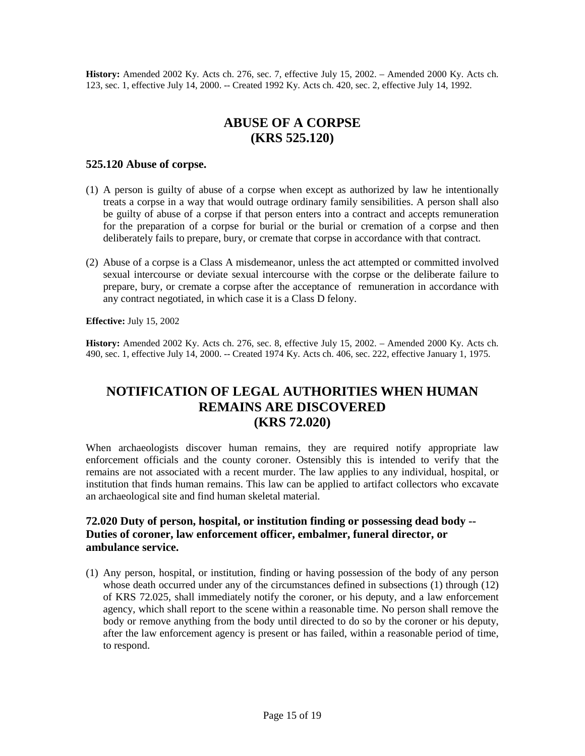**History:** Amended 2002 Ky. Acts ch. 276, sec. 7, effective July 15, 2002. – Amended 2000 Ky. Acts ch. 123, sec. 1, effective July 14, 2000. -- Created 1992 Ky. Acts ch. 420, sec. 2, effective July 14, 1992.

## ABUSE OF A CORPSE (KRS 525.120)

### 525.120 Abuse of corpse.

(1) A person is guilty of abuse of a corpse when except as authorized by law he intentionally treats a corpse in a way that would outrage ordinary family sensibilities. A person shall also be guilty of abuse of a corpse if that person enters into a contract and accepts remuneration for the preparation of a corpse for burial or the burial or cremation of a corpse and then deliberately fails to prepare, bury, or cremate that corpse in accordance with that contract.

(2) Abuse of a corpse is a Class A misdemeanor, unless the act attempted or committed involved sexual intercourse or deviate sexual intercourse with the corpse or the deliberate failure to prepare, bury, or cremate a corpse after the acceptance of remuneration in accordance with any contract negotiated, in which case it is a Class D felony.

**Effective:** July 15, 2002

**History:** Amended 2002 Ky. Acts ch. 276, sec. 8, effective July 15, 2002. – Amended 2000 Ky. Acts ch. 490, sec. 1, effective July 14, 2000. -- Created 1974 Ky. Acts ch. 406, sec. 222, effective January 1, 1975.

## NOTIFICATION OF LEGAL AUTHORITIES WHEN HUMAN REMAINS ARE DISCOVERED (KRS 72.020)

When archaeologists discover human remains, they are required notify appropriate law enforcement officials and the county coroner. Ostensibly this is intended to verify that the remains are not associated with a recent murder. The law applies to any individual, hospital, or institution that finds human remains. This law can be applied to artifact collectors who excavate an archaeological site and find human skeletal material.

### 72.020 Duty of person, hospital, or institution finding or possessing dead body -- Duties of coroner, law enforcement officer, embalmer, funeral director, or ambulance service.

(1) Any person, hospital, or institution, finding or having possession of the body of any person whose death occurred under any of the circumstances defined in subsections (1) through (12) of KRS 72.025, shall immediately notify the coroner, or his deputy, and a law enforcement agency, which shall report to the scene within a reasonable time. No person shall remove the body or remove anything from the body until directed to do so by the coroner or his deputy, after the law enforcement agency is present or has failed, within a reasonable period of time, to respond.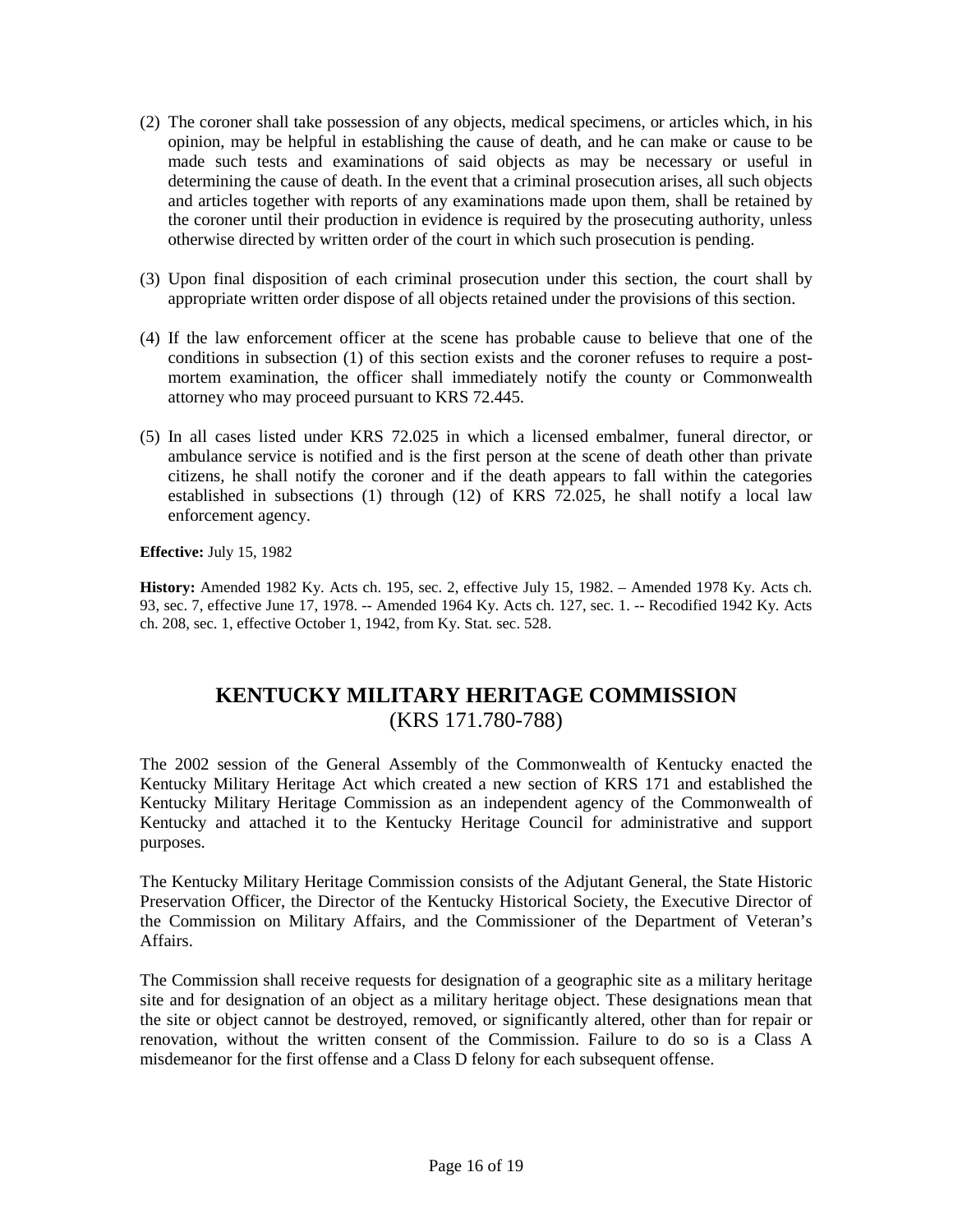(2) The coroner shall take possession of any objects, medical specimens, or articles which, in his opinion, may be helpful in establishing the cause of death, and he can make or cause to be made such tests and examinations of said objects as may be necessary or useful in determining the cause of death. In the event that a criminal prosecution arises, all such objects and articles together with reports of any examinations made upon them, shall be retained by the coroner until their production in evidence is required by the prosecuting authority, unless otherwise directed by written order of the court in which such prosecution is pending.

(3) Upon final disposition of each criminal prosecution under this section, the court shall by appropriate written order dispose of all objects retained under the provisions of this section.

(4) If the law enforcement officer at the scene has probable cause to believe that one of the conditions in subsection (1) of this section exists and the coroner refuses to require a post-mortem examination, the officer shall immediately notify the county or Commonwealth attorney who may proceed pursuant to KRS 72.445.

(5) In all cases listed under KRS 72.025 in which a licensed embalmer, funeral director, or ambulance service is notified and is the first person at the scene of death other than private citizens, he shall notify the coroner and if the death appears to fall within the categories established in subsections (1) through (12) of KRS 72.025, he shall notify a local law enforcement agency.

**Effective:** July 15, 1982

**History:** Amended 1982 Ky. Acts ch. 195, sec. 2, effective July 15, 1982. – Amended 1978 Ky. Acts ch. 93, sec. 7, effective June 17, 1978. -- Amended 1964 Ky. Acts ch. 127, sec. 1. -- Recodified 1942 Ky. Acts ch. 208, sec. 1, effective October 1, 1942, from Ky. Stat. sec. 528.

## KENTUCKY MILITARY HERITAGE COMMISSION
(KRS 171.780-788)

The 2002 session of the General Assembly of the Commonwealth of Kentucky enacted the Kentucky Military Heritage Act which created a new section of KRS 171 and established the Kentucky Military Heritage Commission as an independent agency of the Commonwealth of Kentucky and attached it to the Kentucky Heritage Council for administrative and support purposes.

The Kentucky Military Heritage Commission consists of the Adjutant General, the State Historic Preservation Officer, the Director of the Kentucky Historical Society, the Executive Director of the Commission on Military Affairs, and the Commissioner of the Department of Veteran's Affairs.

The Commission shall receive requests for designation of a geographic site as a military heritage site and for designation of an object as a military heritage object. These designations mean that the site or object cannot be destroyed, removed, or significantly altered, other than for repair or renovation, without the written consent of the Commission. Failure to do so is a Class A misdemeanor for the first offense and a Class D felony for each subsequent offense.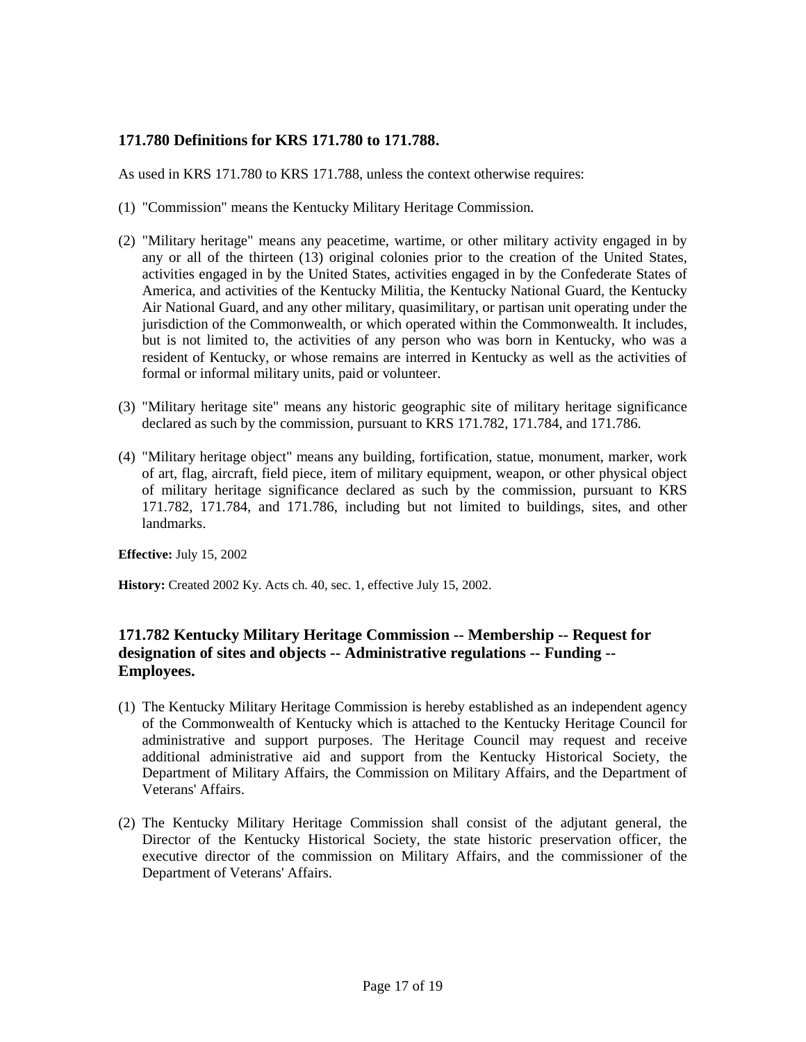### 171.780 Definitions for KRS 171.780 to 171.788.

As used in KRS 171.780 to KRS 171.788, unless the context otherwise requires:

(1) "Commission" means the Kentucky Military Heritage Commission.

(2) "Military heritage" means any peacetime, wartime, or other military activity engaged in by any or all of the thirteen (13) original colonies prior to the creation of the United States, activities engaged in by the United States, activities engaged in by the Confederate States of America, and activities of the Kentucky Militia, the Kentucky National Guard, the Kentucky Air National Guard, and any other military, quasimilitary, or partisan unit operating under the jurisdiction of the Commonwealth, or which operated within the Commonwealth. It includes, but is not limited to, the activities of any person who was born in Kentucky, who was a resident of Kentucky, or whose remains are interred in Kentucky as well as the activities of formal or informal military units, paid or volunteer.

(3) "Military heritage site" means any historic geographic site of military heritage significance declared as such by the commission, pursuant to KRS 171.782, 171.784, and 171.786.

(4) "Military heritage object" means any building, fortification, statue, monument, marker, work of art, flag, aircraft, field piece, item of military equipment, weapon, or other physical object of military heritage significance declared as such by the commission, pursuant to KRS 171.782, 171.784, and 171.786, including but not limited to, buildings, sites, and other landmarks.

**Effective:** July 15, 2002

**History:** Created 2002 Ky. Acts ch. 40, sec. 1, effective July 15, 2002.

### 171.782 Kentucky Military Heritage Commission -- Membership -- Request for designation of sites and objects -- Administrative regulations -- Funding -- Employees.

(1) The Kentucky Military Heritage Commission is hereby established as an independent agency of the Commonwealth of Kentucky which is attached to the Kentucky Heritage Council for administrative and support purposes. The Heritage Council may request and receive additional administrative aid and support from the Kentucky Historical Society, the Department of Military Affairs, the Commission on Military Affairs, and the Department of Veterans' Affairs.

(2) The Kentucky Military Heritage Commission shall consist of the adjutant general, the Director of the Kentucky Historical Society, the state historic preservation officer, the executive director of the commission on Military Affairs, and the commissioner of the Department of Veterans' Affairs.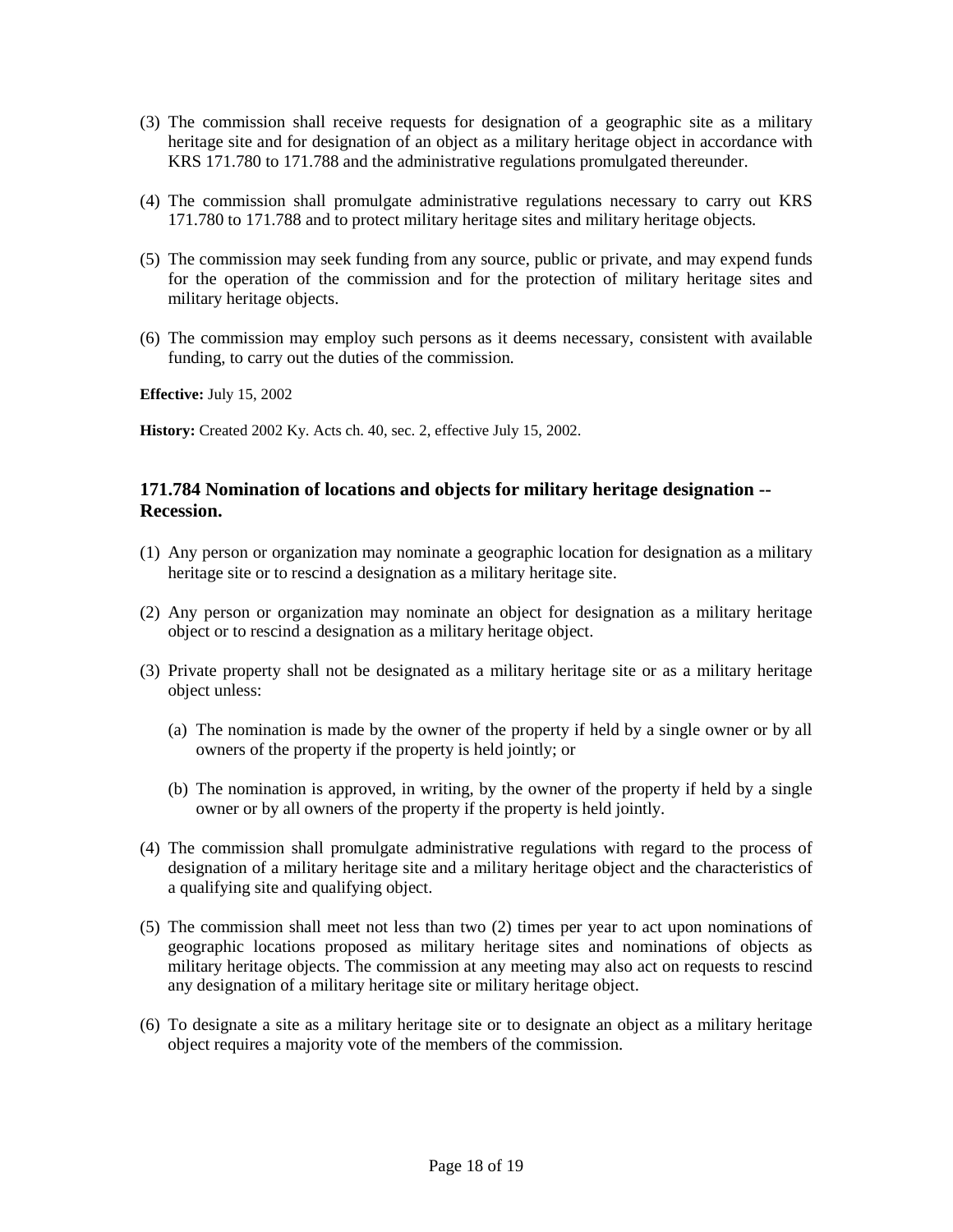(3) The commission shall receive requests for designation of a geographic site as a military heritage site and for designation of an object as a military heritage object in accordance with KRS 171.780 to 171.788 and the administrative regulations promulgated thereunder.

(4) The commission shall promulgate administrative regulations necessary to carry out KRS 171.780 to 171.788 and to protect military heritage sites and military heritage objects.

(5) The commission may seek funding from any source, public or private, and may expend funds for the operation of the commission and for the protection of military heritage sites and military heritage objects.

(6) The commission may employ such persons as it deems necessary, consistent with available funding, to carry out the duties of the commission.

**Effective:** July 15, 2002

**History:** Created 2002 Ky. Acts ch. 40, sec. 2, effective July 15, 2002.

### 171.784 Nomination of locations and objects for military heritage designation -- Recession.

(1) Any person or organization may nominate a geographic location for designation as a military heritage site or to rescind a designation as a military heritage site.

(2) Any person or organization may nominate an object for designation as a military heritage object or to rescind a designation as a military heritage object.

(3) Private property shall not be designated as a military heritage site or as a military heritage object unless:

   (a) The nomination is made by the owner of the property if held by a single owner or by all owners of the property if the property is held jointly; or

   (b) The nomination is approved, in writing, by the owner of the property if held by a single owner or by all owners of the property if the property is held jointly.

(4) The commission shall promulgate administrative regulations with regard to the process of designation of a military heritage site and a military heritage object and the characteristics of a qualifying site and qualifying object.

(5) The commission shall meet not less than two (2) times per year to act upon nominations of geographic locations proposed as military heritage sites and nominations of objects as military heritage objects. The commission at any meeting may also act on requests to rescind any designation of a military heritage site or military heritage object.

(6) To designate a site as a military heritage site or to designate an object as a military heritage object requires a majority vote of the members of the commission.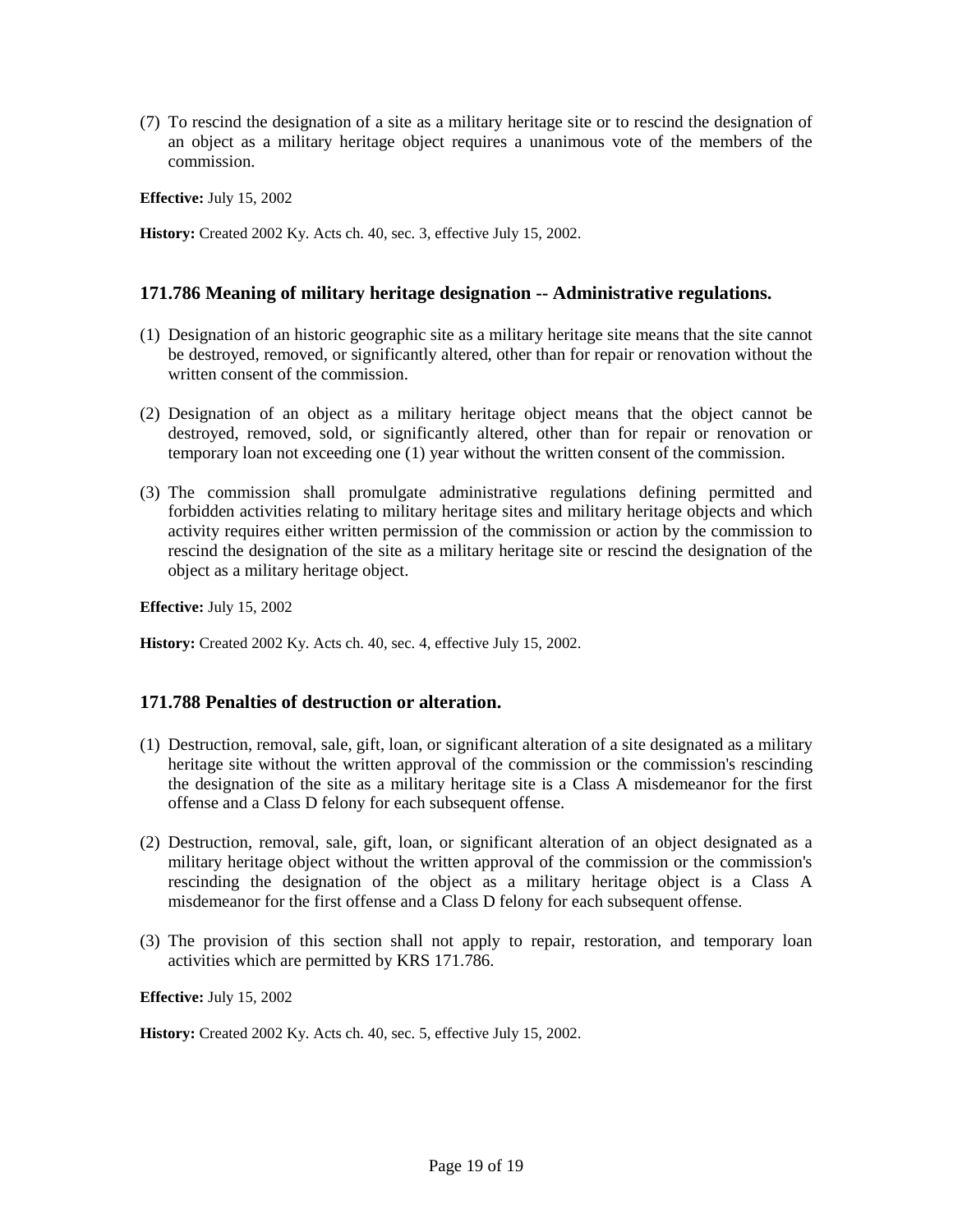(7) To rescind the designation of a site as a military heritage site or to rescind the designation of an object as a military heritage object requires a unanimous vote of the members of the commission.

**Effective:** July 15, 2002

**History:** Created 2002 Ky. Acts ch. 40, sec. 3, effective July 15, 2002.

### 171.786 Meaning of military heritage designation -- Administrative regulations.

(1) Designation of an historic geographic site as a military heritage site means that the site cannot be destroyed, removed, or significantly altered, other than for repair or renovation without the written consent of the commission.

(2) Designation of an object as a military heritage object means that the object cannot be destroyed, removed, sold, or significantly altered, other than for repair or renovation or temporary loan not exceeding one (1) year without the written consent of the commission.

(3) The commission shall promulgate administrative regulations defining permitted and forbidden activities relating to military heritage sites and military heritage objects and which activity requires either written permission of the commission or action by the commission to rescind the designation of the site as a military heritage site or rescind the designation of the object as a military heritage object.

**Effective:** July 15, 2002

**History:** Created 2002 Ky. Acts ch. 40, sec. 4, effective July 15, 2002.

### 171.788 Penalties of destruction or alteration.

(1) Destruction, removal, sale, gift, loan, or significant alteration of a site designated as a military heritage site without the written approval of the commission or the commission's rescinding the designation of the site as a military heritage site is a Class A misdemeanor for the first offense and a Class D felony for each subsequent offense.

(2) Destruction, removal, sale, gift, loan, or significant alteration of an object designated as a military heritage object without the written approval of the commission or the commission's rescinding the designation of the object as a military heritage object is a Class A misdemeanor for the first offense and a Class D felony for each subsequent offense.

(3) The provision of this section shall not apply to repair, restoration, and temporary loan activities which are permitted by KRS 171.786.

**Effective:** July 15, 2002

**History:** Created 2002 Ky. Acts ch. 40, sec. 5, effective July 15, 2002.